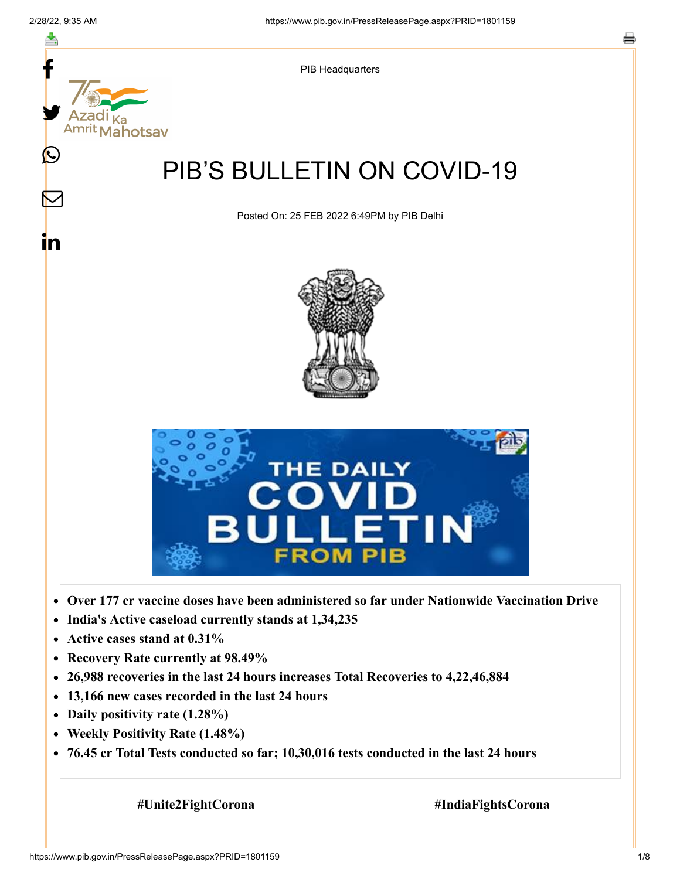PIB Headquarters

# PIB'S BULLETIN ON COVID-19

Posted On: 25 FEB 2022 6:49PM by PIB Delhi

- **Over 177 cr vaccine doses have been administered so far under Nationwide Vaccination Drive**
- **India's Active caseload currently stands at 1,34,235**
- **Active cases stand at 0.31%**
- **Recovery Rate currently at 98.49%**
- **26,988 recoveries in the last 24 hours increases Total Recoveries to 4,22,46,884**
- **13,166 new cases recorded in the last 24 hours**
- **Daily positivity rate (1.28%)**
- **Weekly Positivity Rate (1.48%)**
- **76.45 cr Total Tests conducted so far; 10,30,016 tests conducted in the last 24 hours**

**#Unite2FightCorona** **#IndiaFightsCorona**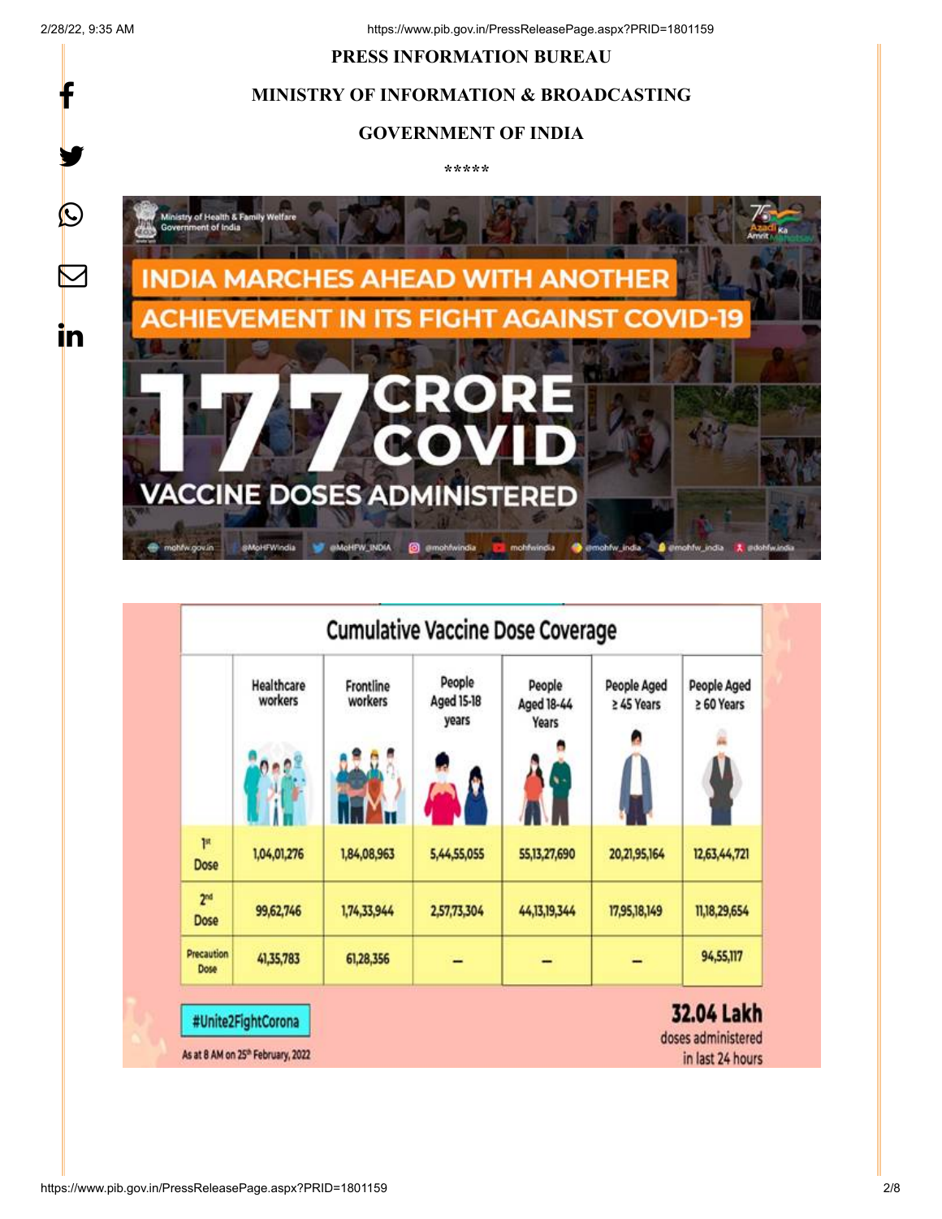**PRESS INFORMATION BUREAU**

**MINISTRY OF INFORMATION & BROADCASTING**

**GOVERNMENT OF INDIA**

\*\*\*\*\*

Ministry of Health & Family Welfare
Government of India

INDIA MARCHES AHEAD WITH ANOTHER ACHIEVEMENT IN ITS FIGHT AGAINST COVID-19

177 CRORE COVID VACCINE DOSES ADMINISTERED

**Cumulative Vaccine Dose Coverage**

| | Healthcare workers | Frontline workers | People Aged 15-18 years | People Aged 18-44 Years | People Aged ≥ 45 Years | People Aged ≥ 60 Years |
|---|---|---|---|---|---|---|
| 1st Dose | 1,04,01,276 | 1,84,08,963 | 5,44,55,055 | 55,13,27,690 | 20,21,95,164 | 12,63,44,721 |
| 2nd Dose | 99,62,746 | 1,74,33,944 | 2,57,73,304 | 44,13,19,344 | 17,95,18,149 | 11,18,29,654 |
| Precaution Dose | 41,35,783 | 61,28,356 | – | – | – | 94,55,117 |

#Unite2FightCorona

As at 8 AM on 25th February, 2022

**32.04 Lakh** doses administered in last 24 hours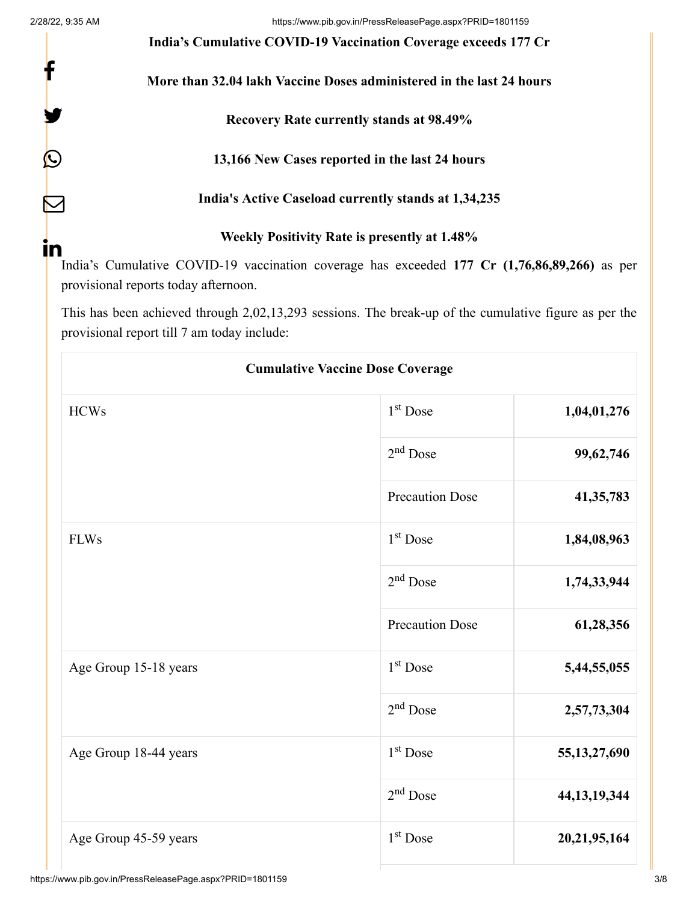**India's Cumulative COVID-19 Vaccination Coverage exceeds 177 Cr**

**More than 32.04 lakh Vaccine Doses administered in the last 24 hours**

**Recovery Rate currently stands at 98.49%**

**13,166 New Cases reported in the last 24 hours**

**India's Active Caseload currently stands at 1,34,235**

**Weekly Positivity Rate is presently at 1.48%**

India's Cumulative COVID-19 vaccination coverage has exceeded **177 Cr (1,76,86,89,266)** as per provisional reports today afternoon.

This has been achieved through 2,02,13,293 sessions. The break-up of the cumulative figure as per the provisional report till 7 am today include:

| Cumulative Vaccine Dose Coverage | | |
|---|---|---|
| HCWs | 1st Dose | **1,04,01,276** |
| | 2nd Dose | **99,62,746** |
| | Precaution Dose | **41,35,783** |
| FLWs | 1st Dose | **1,84,08,963** |
| | 2nd Dose | **1,74,33,944** |
| | Precaution Dose | **61,28,356** |
| Age Group 15-18 years | 1st Dose | **5,44,55,055** |
| | 2nd Dose | **2,57,73,304** |
| Age Group 18-44 years | 1st Dose | **55,13,27,690** |
| | 2nd Dose | **44,13,19,344** |
| Age Group 45-59 years | 1st Dose | **20,21,95,164** |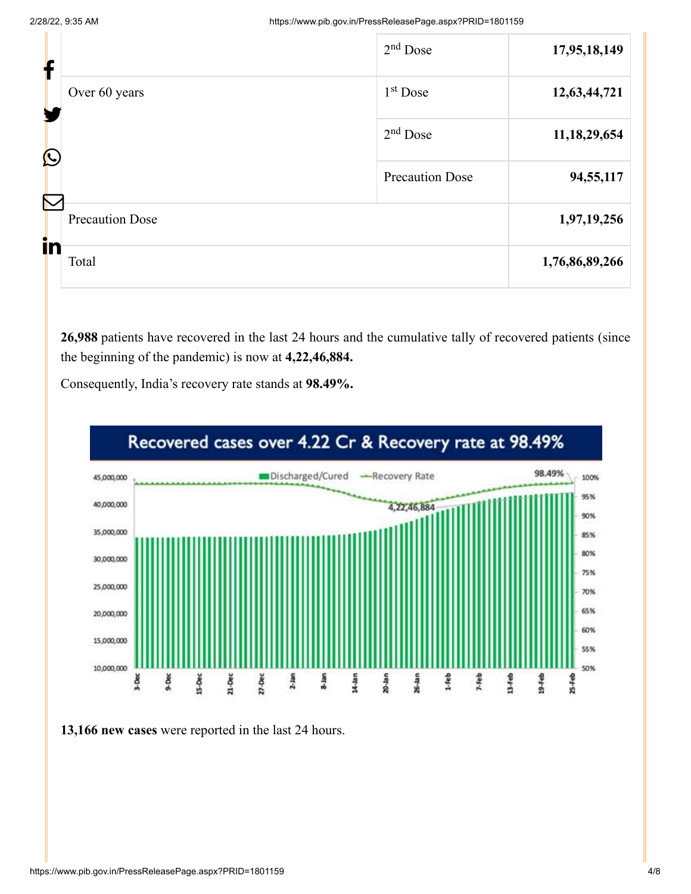| | | |
|---|---|---|
| | 2nd Dose | **17,95,18,149** |
| Over 60 years | 1st Dose | **12,63,44,721** |
| | 2nd Dose | **11,18,29,654** |
| | Precaution Dose | **94,55,117** |
| Precaution Dose | | **1,97,19,256** |
| Total | | **1,76,86,89,266** |

**26,988** patients have recovered in the last 24 hours and the cumulative tally of recovered patients (since the beginning of the pandemic) is now at **4,22,46,884.**

Consequently, India's recovery rate stands at **98.49%.**

**13,166 new cases** were reported in the last 24 hours.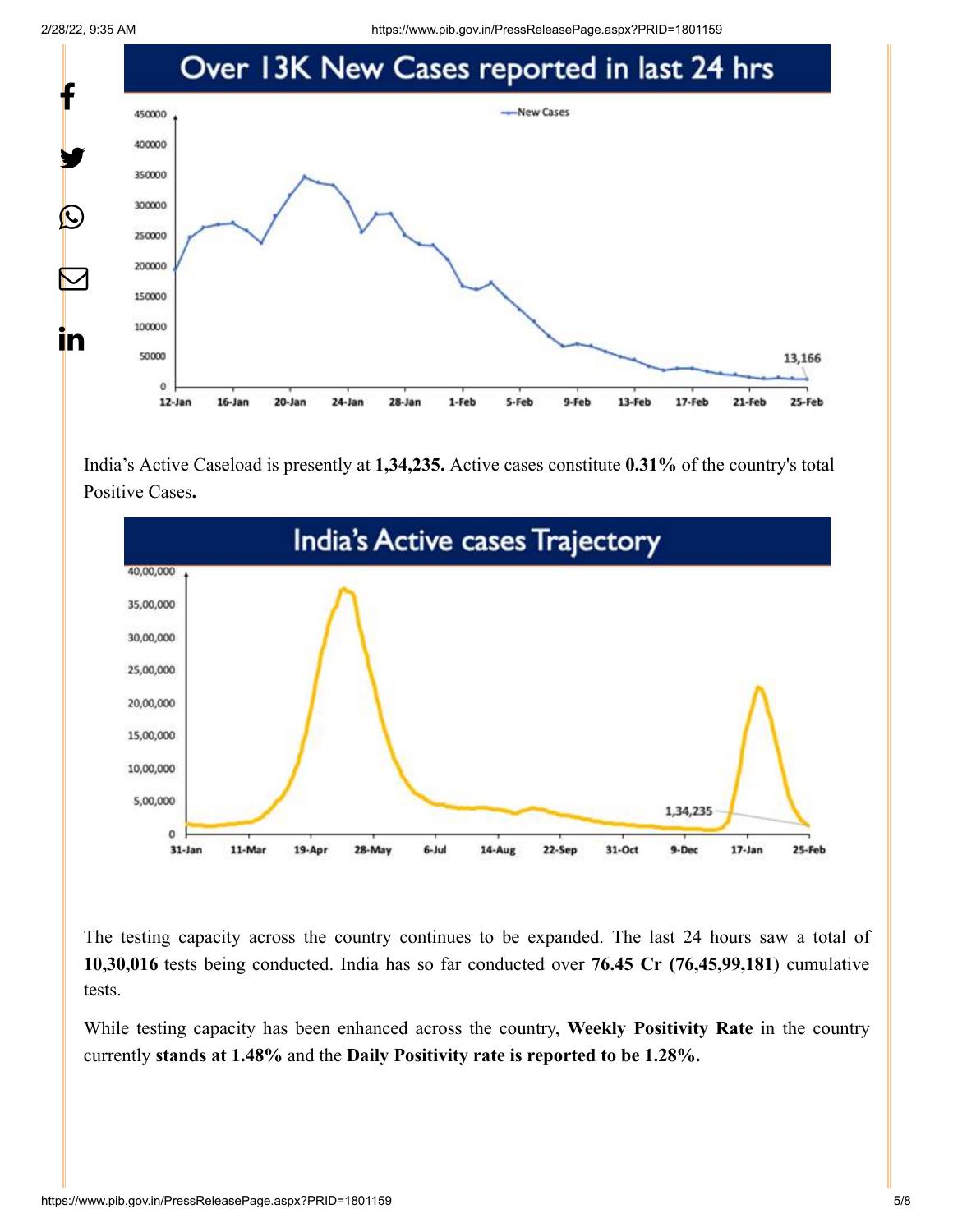## Over 13K New Cases reported in last 24 hrs

India's Active Caseload is presently at **1,34,235.** Active cases constitute **0.31%** of the country's total Positive Cases**.**

## India's Active cases Trajectory

The testing capacity across the country continues to be expanded. The last 24 hours saw a total of **10,30,016** tests being conducted. India has so far conducted over **76.45 Cr (76,45,99,181**) cumulative tests.

While testing capacity has been enhanced across the country, **Weekly Positivity Rate** in the country currently **stands at 1.48%** and the **Daily Positivity rate is reported to be 1.28%.**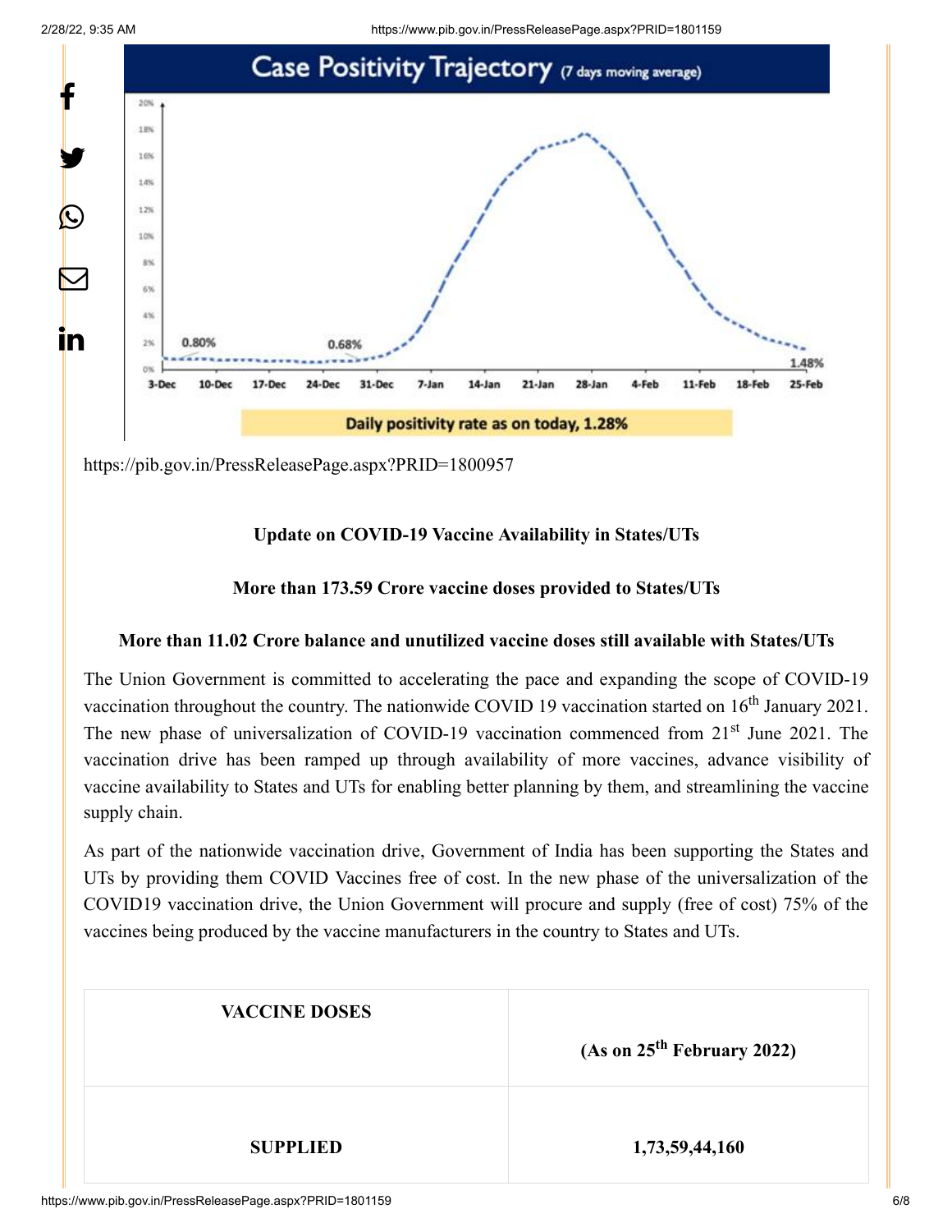Case Positivity Trajectory (7 days moving average)

0.80% 0.68% 1.48%

3-Dec 10-Dec 17-Dec 24-Dec 31-Dec 7-Jan 14-Jan 21-Jan 28-Jan 4-Feb 11-Feb 18-Feb 25-Feb

Daily positivity rate as on today, 1.28%

https://pib.gov.in/PressReleasePage.aspx?PRID=1800957

**Update on COVID-19 Vaccine Availability in States/UTs**

**More than 173.59 Crore vaccine doses provided to States/UTs**

**More than 11.02 Crore balance and unutilized vaccine doses still available with States/UTs**

The Union Government is committed to accelerating the pace and expanding the scope of COVID-19 vaccination throughout the country. The nationwide COVID 19 vaccination started on 16th January 2021. The new phase of universalization of COVID-19 vaccination commenced from 21st June 2021. The vaccination drive has been ramped up through availability of more vaccines, advance visibility of vaccine availability to States and UTs for enabling better planning by them, and streamlining the vaccine supply chain.

As part of the nationwide vaccination drive, Government of India has been supporting the States and UTs by providing them COVID Vaccines free of cost. In the new phase of the universalization of the COVID19 vaccination drive, the Union Government will procure and supply (free of cost) 75% of the vaccines being produced by the vaccine manufacturers in the country to States and UTs.

| VACCINE DOSES | (As on 25th February 2022) |
| --- | --- |
| SUPPLIED | 1,73,59,44,160 |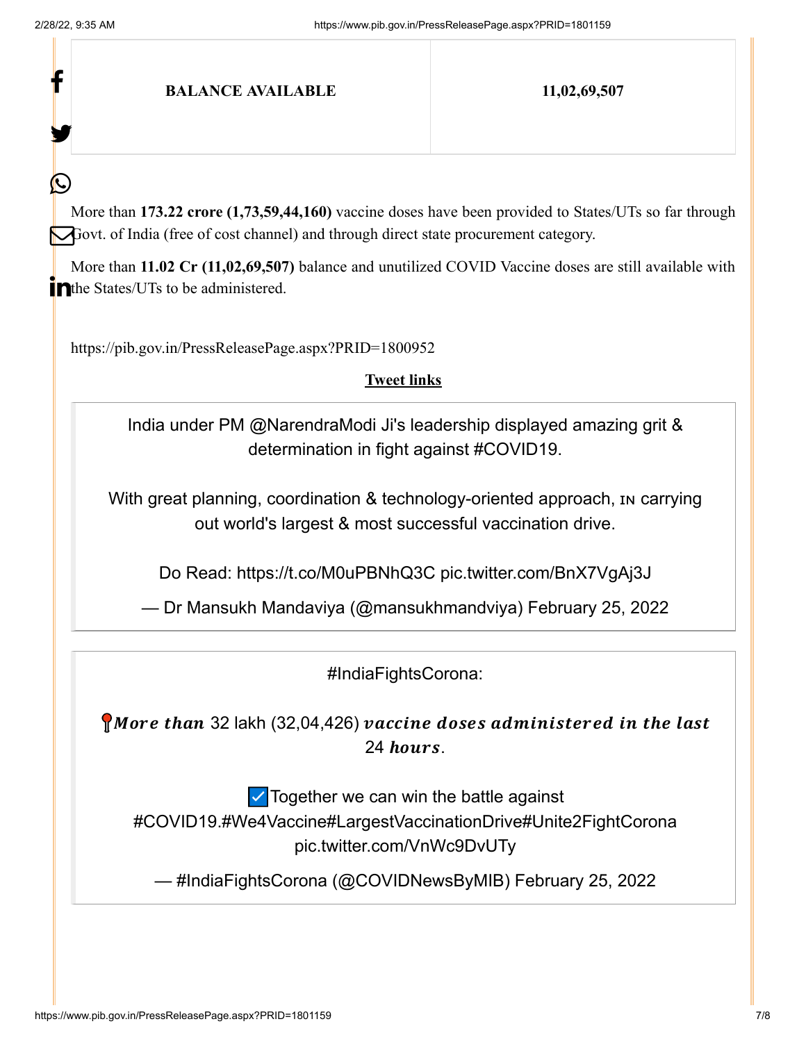| BALANCE AVAILABLE | 11,02,69,507 |
|---|---|

More than **173.22 crore (1,73,59,44,160)** vaccine doses have been provided to States/UTs so far through Govt. of India (free of cost channel) and through direct state procurement category.

More than **11.02 Cr (11,02,69,507)** balance and unutilized COVID Vaccine doses are still available with the States/UTs to be administered.

https://pib.gov.in/PressReleasePage.aspx?PRID=1800952

**Tweet links**

> India under PM @NarendraModi Ji's leadership displayed amazing grit & determination in fight against #COVID19.
>
> With great planning, coordination & technology-oriented approach, ɪɴ carrying out world's largest & most successful vaccination drive.
>
> Do Read: https://t.co/M0uPBNhQ3C pic.twitter.com/BnX7VgAj3J
>
> — Dr Mansukh Mandaviya (@mansukhmandviya) February 25, 2022

> #IndiaFightsCorona:
>
> 📍*More than* 32 lakh (32,04,426) *vaccine doses administered in the last* 24 *hours*.
>
> ✅Together we can win the battle against #COVID19.#We4Vaccine#LargestVaccinationDrive#Unite2FightCorona pic.twitter.com/VnWc9DvUTy
>
> — #IndiaFightsCorona (@COVIDNewsByMIB) February 25, 2022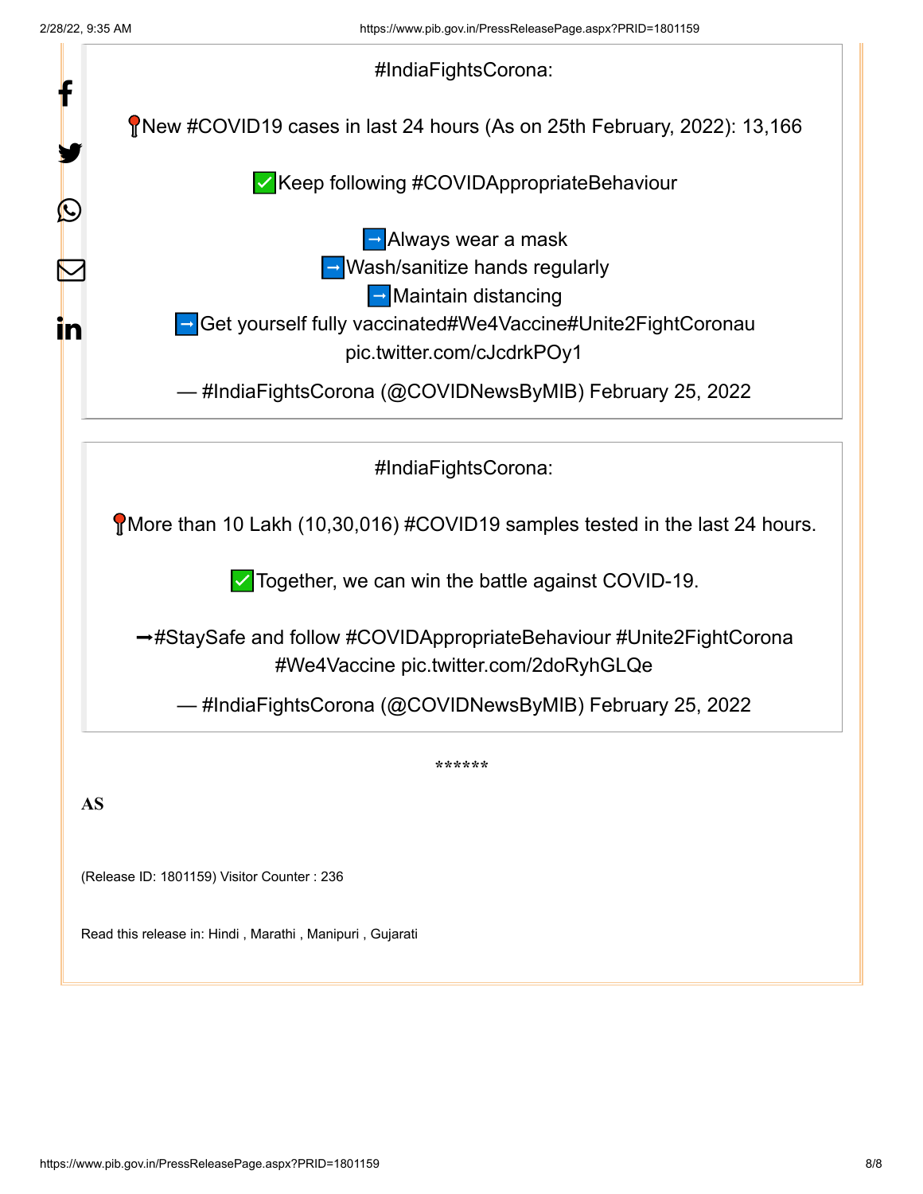#IndiaFightsCorona:

📍New #COVID19 cases in last 24 hours (As on 25th February, 2022): 13,166

✅Keep following #COVIDAppropriateBehaviour

➡️Always wear a mask
➡️Wash/sanitize hands regularly
➡️Maintain distancing
➡️Get yourself fully vaccinated#We4Vaccine#Unite2FightCoronau pic.twitter.com/cJcdrkPOy1

— #IndiaFightsCorona (@COVIDNewsByMIB) February 25, 2022

#IndiaFightsCorona:

📍More than 10 Lakh (10,30,016) #COVID19 samples tested in the last 24 hours.

✅Together, we can win the battle against COVID-19.

➡#StaySafe and follow #COVIDAppropriateBehaviour #Unite2FightCorona #We4Vaccine pic.twitter.com/2doRyhGLQe

— #IndiaFightsCorona (@COVIDNewsByMIB) February 25, 2022

******

**AS**

(Release ID: 1801159) Visitor Counter : 236

Read this release in: Hindi , Marathi , Manipuri , Gujarati